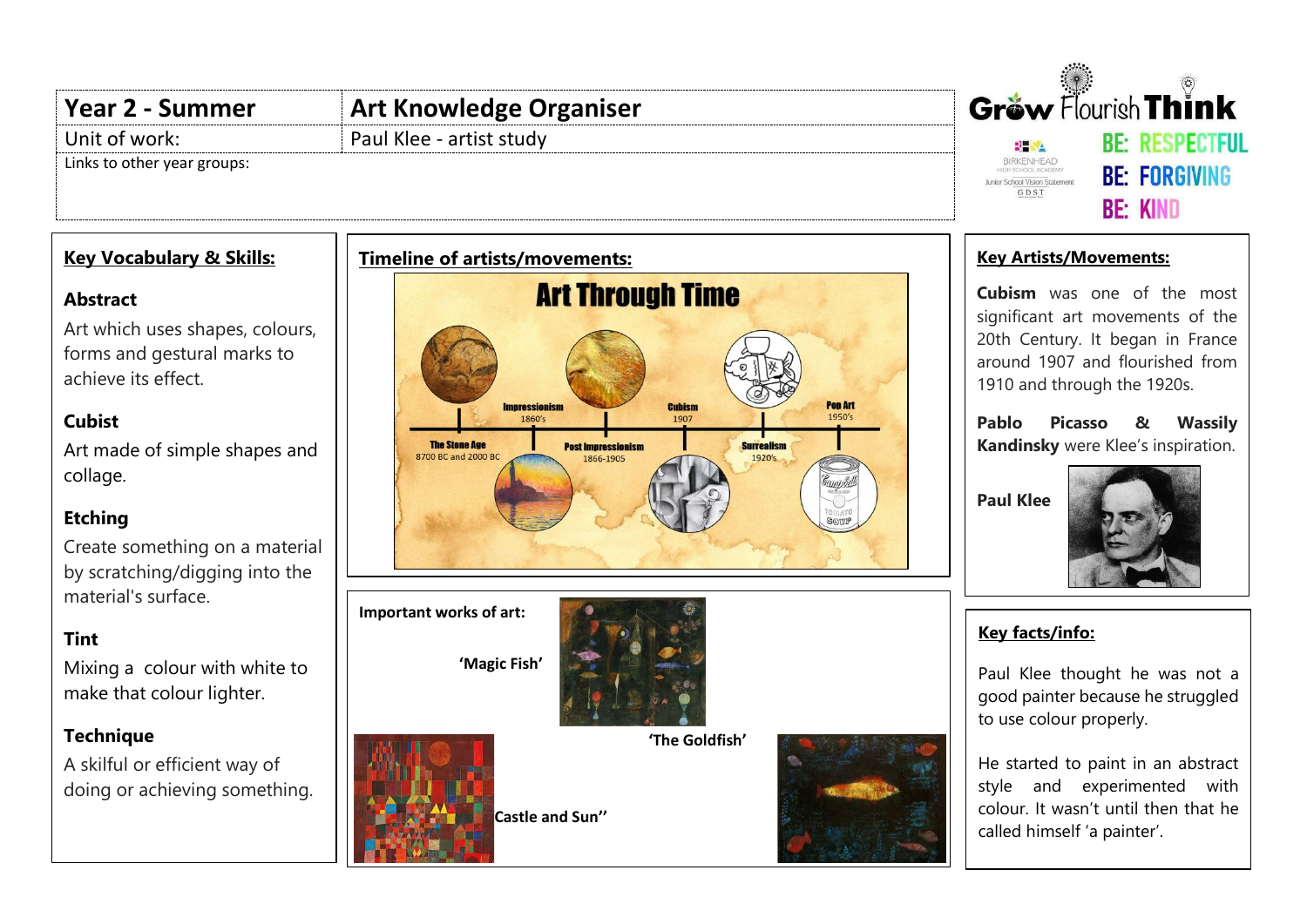| Year 2 - Summer | Art Knowledge Organiser |
|---|---|
| Unit of work: | Paul Klee - artist study |
| Links to other year groups: | |

Grow Flourish Think

BIRKENHEAD HIGH SCHOOL ACADEMY Junior School Vision Statement GDST

BE: RESPECTFUL

BE: FORGIVING

BE: KIND

## Key Vocabulary & Skills:

**Abstract**

Art which uses shapes, colours, forms and gestural marks to achieve its effect.

**Cubist**

Art made of simple shapes and collage.

**Etching**

Create something on a material by scratching/digging into the material's surface.

**Tint**

Mixing a colour with white to make that colour lighter.

**Technique**

A skilful or efficient way of doing or achieving something.

## Timeline of artists/movements:

**Art Through Time**

- The Stone Age – 8700 BC and 2000 BC
- Impressionism – 1860's
- Post Impressionism – 1866-1905
- Cubism – 1907
- Surrealism – 1920's
- Pop Art – 1950's

**Important works of art:**

'Magic Fish'

'The Goldfish'

Castle and Sun''

## Key Artists/Movements:

**Cubism** was one of the most significant art movements of the 20th Century. It began in France around 1907 and flourished from 1910 and through the 1920s.

**Pablo Picasso & Wassily Kandinsky** were Klee's inspiration.

**Paul Klee**

## Key facts/info:

Paul Klee thought he was not a good painter because he struggled to use colour properly.

He started to paint in an abstract style and experimented with colour. It wasn't until then that he called himself 'a painter'.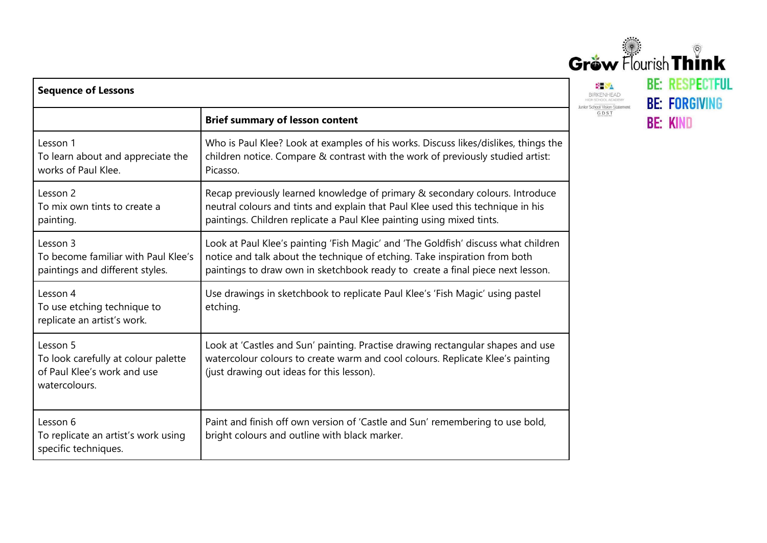Grow Flourish Think

BIRKENHEAD HIGH SCHOOL ACADEMY
Junior School Vision Statement
GDST

BE: RESPECTFUL
BE: FORGIVING
BE: KIND

| Sequence of Lessons | |
|---|---|
| | **Brief summary of lesson content** |
| Lesson 1<br>To learn about and appreciate the works of Paul Klee. | Who is Paul Klee? Look at examples of his works. Discuss likes/dislikes, things the children notice. Compare & contrast with the work of previously studied artist: Picasso. |
| Lesson 2<br>To mix own tints to create a painting. | Recap previously learned knowledge of primary & secondary colours. Introduce neutral colours and tints and explain that Paul Klee used this technique in his paintings. Children replicate a Paul Klee painting using mixed tints. |
| Lesson 3<br>To become familiar with Paul Klee's paintings and different styles. | Look at Paul Klee's painting 'Fish Magic' and 'The Goldfish' discuss what children notice and talk about the technique of etching. Take inspiration from both paintings to draw own in sketchbook ready to create a final piece next lesson. |
| Lesson 4<br>To use etching technique to replicate an artist's work. | Use drawings in sketchbook to replicate Paul Klee's 'Fish Magic' using pastel etching. |
| Lesson 5<br>To look carefully at colour palette of Paul Klee's work and use watercolours. | Look at 'Castles and Sun' painting. Practise drawing rectangular shapes and use watercolour colours to create warm and cool colours. Replicate Klee's painting (just drawing out ideas for this lesson). |
| Lesson 6<br>To replicate an artist's work using specific techniques. | Paint and finish off own version of 'Castle and Sun' remembering to use bold, bright colours and outline with black marker. |